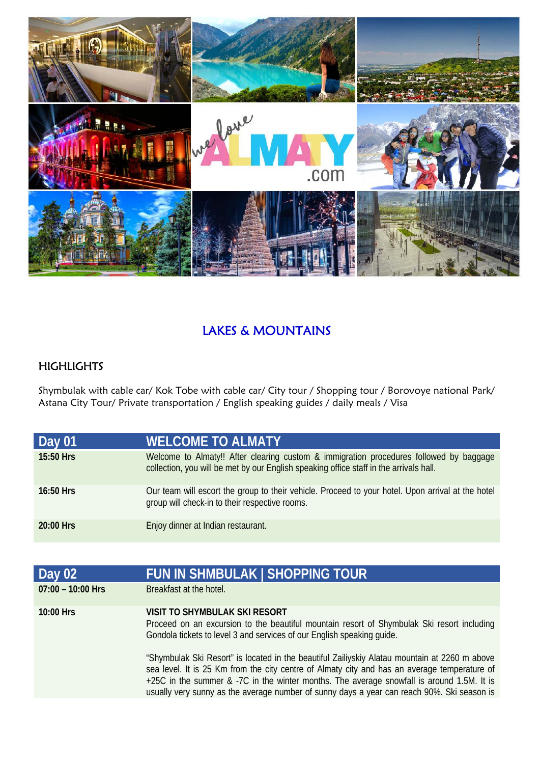# LAKES & MOUNTAINS

## HIGHLIGHTS

Shymbulak with cable car/ Kok Tobe with cable car/ City tour / Shopping tour / Borovoye national Park/ Astana City Tour/ Private transportation / English speaking guides / daily meals / Visa

| Day 01 | WELCOME TO ALMATY |
|---|---|
| 15:50 Hrs | Welcome to Almaty!! After clearing custom & immigration procedures followed by baggage collection, you will be met by our English speaking office staff in the arrivals hall. |
| 16:50 Hrs | Our team will escort the group to their vehicle. Proceed to your hotel. Upon arrival at the hotel group will check-in to their respective rooms. |
| 20:00 Hrs | Enjoy dinner at Indian restaurant. |

| Day 02 | FUN IN SHMBULAK \| SHOPPING TOUR |
|---|---|
| 07:00 – 10:00 Hrs | Breakfast at the hotel. |
| 10:00 Hrs | **VISIT TO SHYMBULAK SKI RESORT**<br>Proceed on an excursion to the beautiful mountain resort of Shymbulak Ski resort including Gondola tickets to level 3 and services of our English speaking guide.<br><br>"Shymbulak Ski Resort" is located in the beautiful Zailiyskiy Alatau mountain at 2260 m above sea level. It is 25 Km from the city centre of Almaty city and has an average temperature of +25C in the summer & -7C in the winter months. The average snowfall is around 1.5M. It is usually very sunny as the average number of sunny days a year can reach 90%. Ski season is |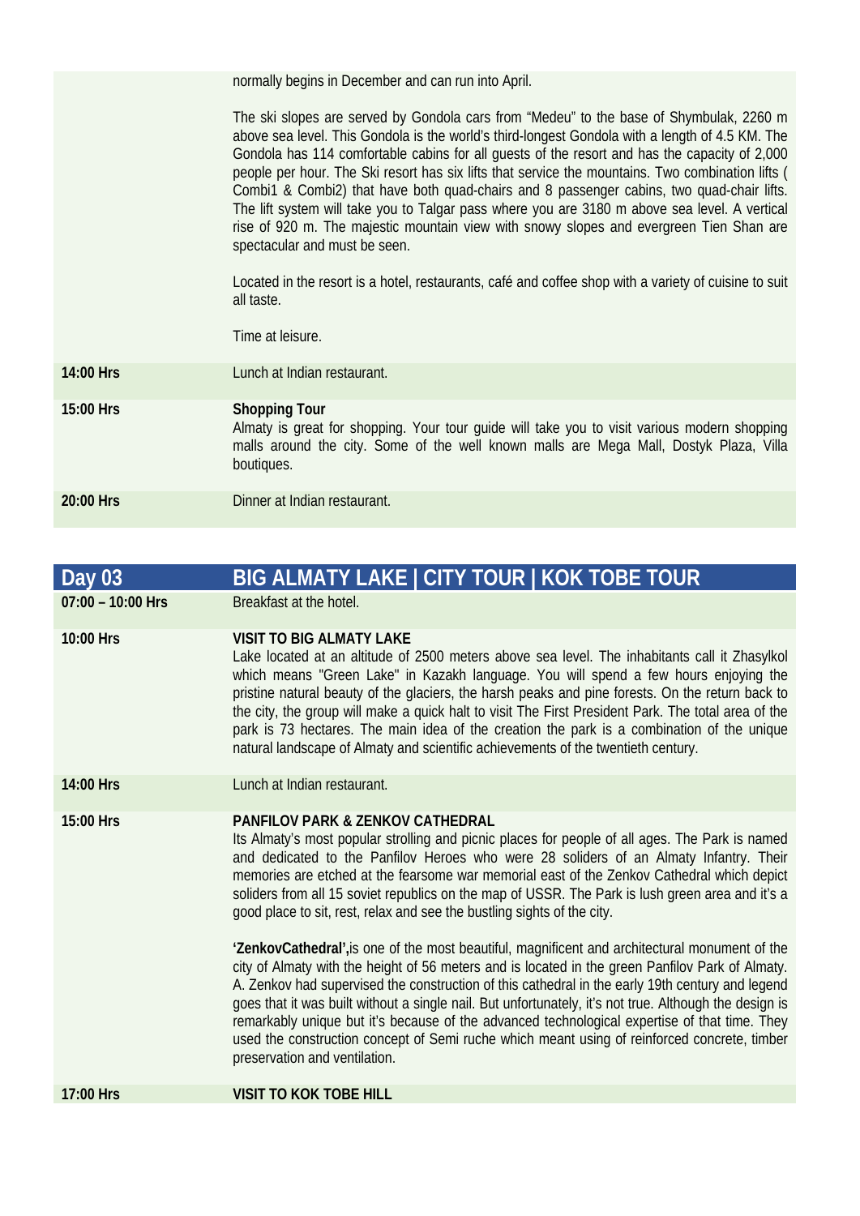| | |
|---|---|
| | normally begins in December and can run into April.<br><br>The ski slopes are served by Gondola cars from "Medeu" to the base of Shymbulak, 2260 m above sea level. This Gondola is the world's third-longest Gondola with a length of 4.5 KM. The Gondola has 114 comfortable cabins for all guests of the resort and has the capacity of 2,000 people per hour. The Ski resort has six lifts that service the mountains. Two combination lifts ( Combi1 & Combi2) that have both quad-chairs and 8 passenger cabins, two quad-chair lifts. The lift system will take you to Talgar pass where you are 3180 m above sea level. A vertical rise of 920 m. The majestic mountain view with snowy slopes and evergreen Tien Shan are spectacular and must be seen.<br><br>Located in the resort is a hotel, restaurants, café and coffee shop with a variety of cuisine to suit all taste.<br><br>Time at leisure. |
| **14:00 Hrs** | Lunch at Indian restaurant. |
| **15:00 Hrs** | **Shopping Tour**<br>Almaty is great for shopping. Your tour guide will take you to visit various modern shopping malls around the city. Some of the well known malls are Mega Mall, Dostyk Plaza, Villa boutiques. |
| **20:00 Hrs** | Dinner at Indian restaurant. |

| **Day 03** | **BIG ALMATY LAKE \| CITY TOUR \| KOK TOBE TOUR** |
|---|---|
| **07:00 – 10:00 Hrs** | Breakfast at the hotel. |
| **10:00 Hrs** | **VISIT TO BIG ALMATY LAKE**<br>Lake located at an altitude of 2500 meters above sea level. The inhabitants call it Zhasylkol which means "Green Lake" in Kazakh language. You will spend a few hours enjoying the pristine natural beauty of the glaciers, the harsh peaks and pine forests. On the return back to the city, the group will make a quick halt to visit The First President Park. The total area of the park is 73 hectares. The main idea of the creation the park is a combination of the unique natural landscape of Almaty and scientific achievements of the twentieth century. |
| **14:00 Hrs** | Lunch at Indian restaurant. |
| **15:00 Hrs** | **PANFILOV PARK & ZENKOV CATHEDRAL**<br>Its Almaty's most popular strolling and picnic places for people of all ages. The Park is named and dedicated to the Panfilov Heroes who were 28 soliders of an Almaty Infantry. Their memories are etched at the fearsome war memorial east of the Zenkov Cathedral which depict soliders from all 15 soviet republics on the map of USSR. The Park is lush green area and it's a good place to sit, rest, relax and see the bustling sights of the city.<br><br>**'ZenkovCathedral',** is one of the most beautiful, magnificent and architectural monument of the city of Almaty with the height of 56 meters and is located in the green Panfilov Park of Almaty. A. Zenkov had supervised the construction of this cathedral in the early 19th century and legend goes that it was built without a single nail. But unfortunately, it's not true. Although the design is remarkably unique but it's because of the advanced technological expertise of that time. They used the construction concept of Semi ruche which meant using of reinforced concrete, timber preservation and ventilation. |
| **17:00 Hrs** | **VISIT TO KOK TOBE HILL** |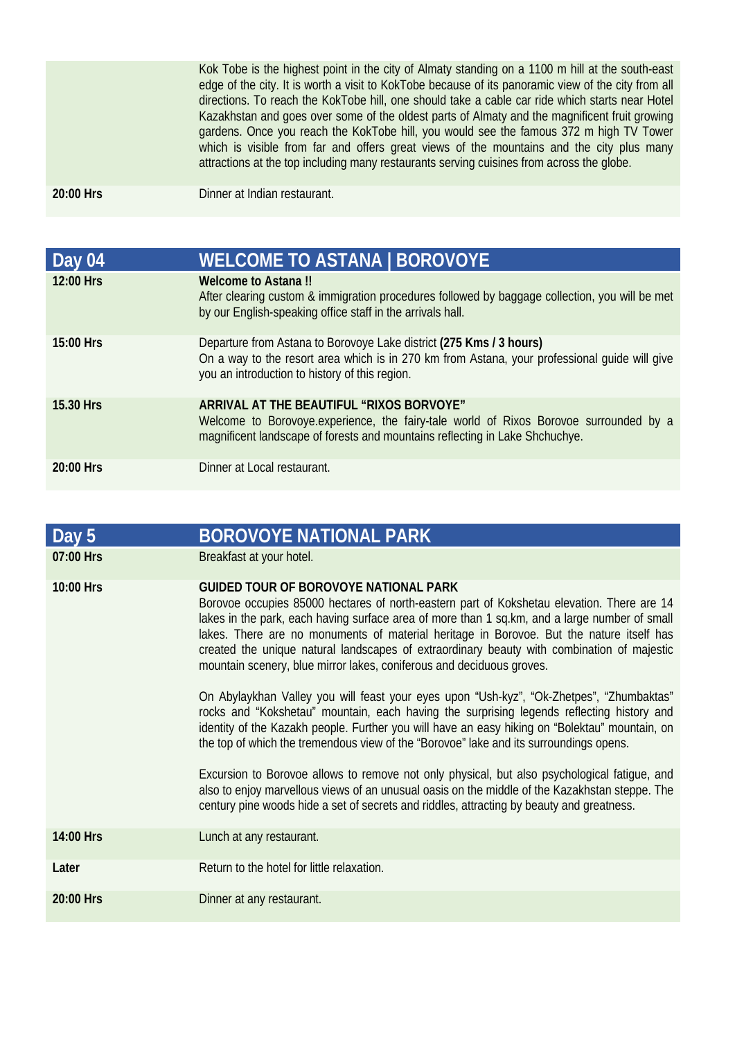| | |
|---|---|
| | Kok Tobe is the highest point in the city of Almaty standing on a 1100 m hill at the south-east edge of the city. It is worth a visit to KokTobe because of its panoramic view of the city from all directions. To reach the KokTobe hill, one should take a cable car ride which starts near Hotel Kazakhstan and goes over some of the oldest parts of Almaty and the magnificent fruit growing gardens. Once you reach the KokTobe hill, you would see the famous 372 m high TV Tower which is visible from far and offers great views of the mountains and the city plus many attractions at the top including many restaurants serving cuisines from across the globe. |
| **20:00 Hrs** | Dinner at Indian restaurant. |

| Day 04 | WELCOME TO ASTANA \| BOROVOYE |
|---|---|
| **12:00 Hrs** | **Welcome to Astana !!** <br> After clearing custom & immigration procedures followed by baggage collection, you will be met by our English-speaking office staff in the arrivals hall. |
| **15:00 Hrs** | Departure from Astana to Borovoye Lake district **(275 Kms / 3 hours)** <br> On a way to the resort area which is in 270 km from Astana, your professional guide will give you an introduction to history of this region. |
| **15.30 Hrs** | **ARRIVAL AT THE BEAUTIFUL "RIXOS BORVOYE"** <br> Welcome to Borovoye.experience, the fairy-tale world of Rixos Borovoe surrounded by a magnificent landscape of forests and mountains reflecting in Lake Shchuchye. |
| **20:00 Hrs** | Dinner at Local restaurant. |

| Day 5 | BOROVOYE NATIONAL PARK |
|---|---|
| **07:00 Hrs** | Breakfast at your hotel. |
| **10:00 Hrs** | **GUIDED TOUR OF BOROVOYE NATIONAL PARK** <br> Borovoe occupies 85000 hectares of north-eastern part of Kokshetau elevation. There are 14 lakes in the park, each having surface area of more than 1 sq.km, and a large number of small lakes. There are no monuments of material heritage in Borovoe. But the nature itself has created the unique natural landscapes of extraordinary beauty with combination of majestic mountain scenery, blue mirror lakes, coniferous and deciduous groves. <br><br> On Abylaykhan Valley you will feast your eyes upon "Ush-kyz", "Ok-Zhetpes", "Zhumbaktas" rocks and "Kokshetau" mountain, each having the surprising legends reflecting history and identity of the Kazakh people. Further you will have an easy hiking on "Bolektau" mountain, on the top of which the tremendous view of the "Borovoe" lake and its surroundings opens. <br><br> Excursion to Borovoe allows to remove not only physical, but also psychological fatigue, and also to enjoy marvellous views of an unusual oasis on the middle of the Kazakhstan steppe. The century pine woods hide a set of secrets and riddles, attracting by beauty and greatness. |
| **14:00 Hrs** | Lunch at any restaurant. |
| **Later** | Return to the hotel for little relaxation. |
| **20:00 Hrs** | Dinner at any restaurant. |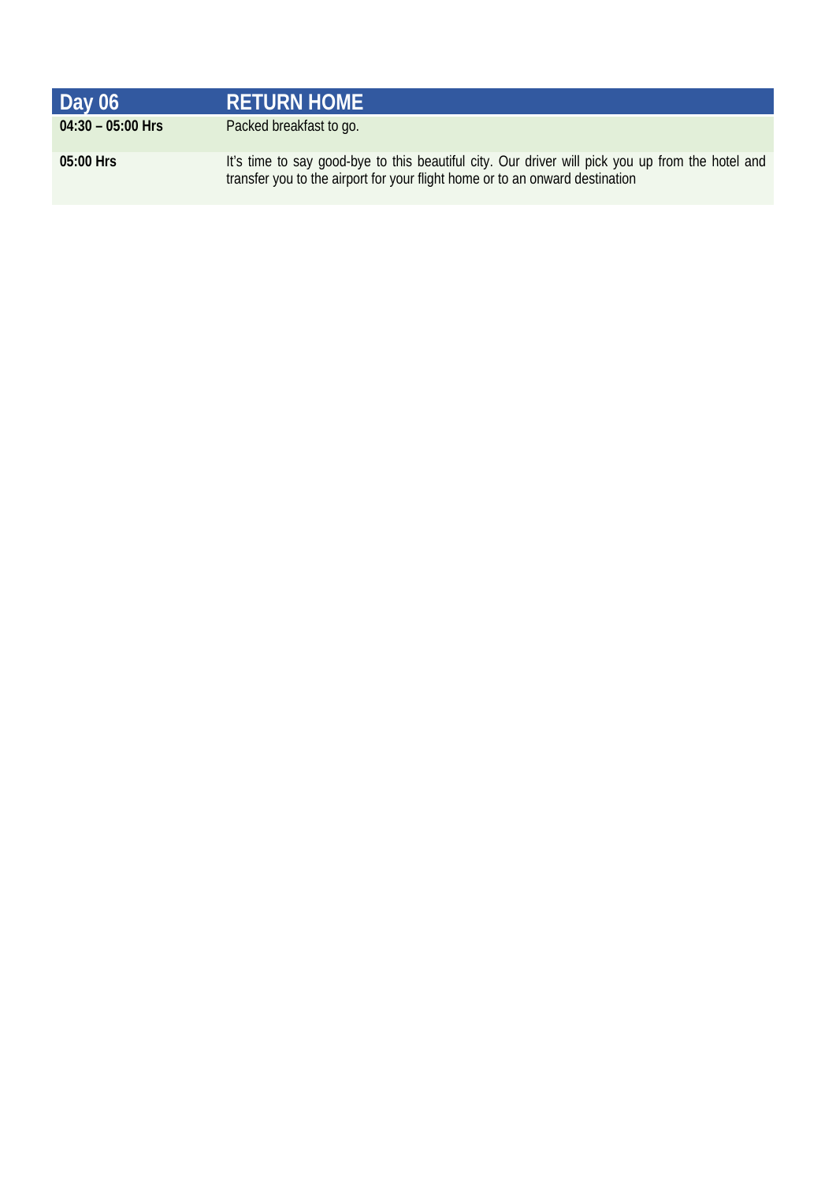| Day 06 | RETURN HOME |
| --- | --- |
| **04:30 – 05:00 Hrs** | Packed breakfast to go. |
| **05:00 Hrs** | It's time to say good-bye to this beautiful city. Our driver will pick you up from the hotel and transfer you to the airport for your flight home or to an onward destination |